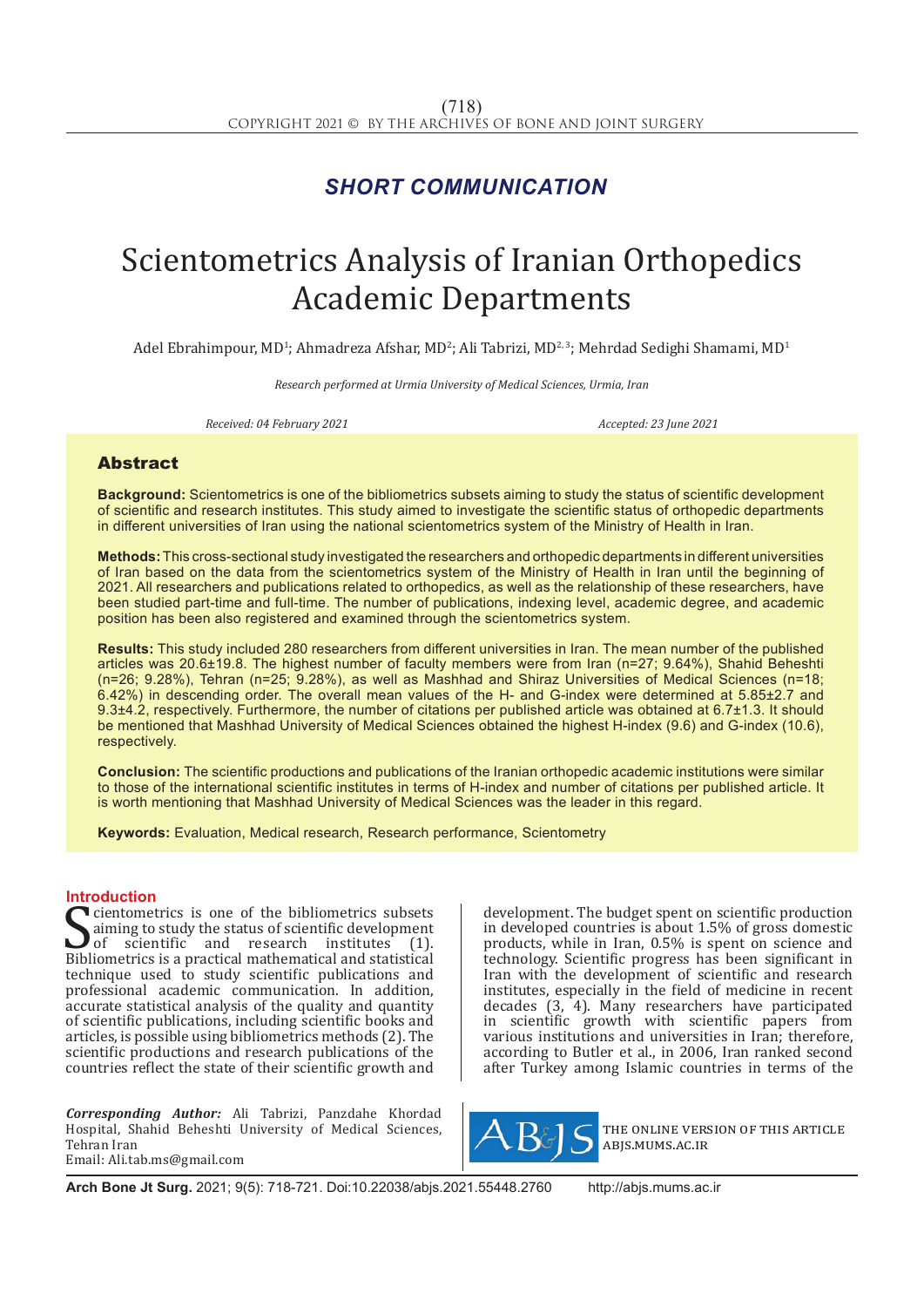*SHORT COMMUNICATION*

# Scientometrics Analysis of Iranian Orthopedics Academic Departments

Adel Ebrahimpour, MD[1]; Ahmadreza Afshar, MD[2]; Ali Tabrizi, MD[2, 3]; Mehrdad Sedighi Shamami, MD[1]

*Research performed at Urmia University of Medical Sciences, Urmia, Iran*

*Received: 04 February 2021* *Accepted: 23 June 2021*

## Abstract

**Background:** Scientometrics is one of the bibliometrics subsets aiming to study the status of scientific development of scientific and research institutes. This study aimed to investigate the scientific status of orthopedic departments in different universities of Iran using the national scientometrics system of the Ministry of Health in Iran.

**Methods:** This cross-sectional study investigated the researchers and orthopedic departments in different universities of Iran based on the data from the scientometrics system of the Ministry of Health in Iran until the beginning of 2021. All researchers and publications related to orthopedics, as well as the relationship of these researchers, have been studied part-time and full-time. The number of publications, indexing level, academic degree, and academic position has been also registered and examined through the scientometrics system.

**Results:** This study included 280 researchers from different universities in Iran. The mean number of the published articles was 20.6±19.8. The highest number of faculty members were from Iran (n=27; 9.64%), Shahid Beheshti (n=26; 9.28%), Tehran (n=25; 9.28%), as well as Mashhad and Shiraz Universities of Medical Sciences (n=18; 6.42%) in descending order. The overall mean values of the H- and G-index were determined at 5.85±2.7 and 9.3±4.2, respectively. Furthermore, the number of citations per published article was obtained at 6.7±1.3. It should be mentioned that Mashhad University of Medical Sciences obtained the highest H-index (9.6) and G-index (10.6), respectively.

**Conclusion:** The scientific productions and publications of the Iranian orthopedic academic institutions were similar to those of the international scientific institutes in terms of H-index and number of citations per published article. It is worth mentioning that Mashhad University of Medical Sciences was the leader in this regard.

**Keywords:** Evaluation, Medical research, Research performance, Scientometry

## Introduction

Scientometrics is one of the bibliometrics subsets aiming to study the status of scientific development of scientific and research institutes (1). Bibliometrics is a practical mathematical and statistical technique used to study scientific publications and professional academic communication. In addition, accurate statistical analysis of the quality and quantity of scientific publications, including scientific books and articles, is possible using bibliometrics methods (2). The scientific productions and research publications of the countries reflect the state of their scientific growth and development. The budget spent on scientific production in developed countries is about 1.5% of gross domestic products, while in Iran, 0.5% is spent on science and technology. Scientific progress has been significant in Iran with the development of scientific and research institutes, especially in the field of medicine in recent decades (3, 4). Many researchers have participated in scientific growth with scientific papers from various institutions and universities in Iran; therefore, according to Butler et al., in 2006, Iran ranked second after Turkey among Islamic countries in terms of the

***Corresponding Author:*** Ali Tabrizi, Panzdahe Khordad Hospital, Shahid Beheshti University of Medical Sciences, Tehran Iran
Email: Ali.tab.ms@gmail.com

THE ONLINE VERSION OF THIS ARTICLE ABJS.MUMS.AC.IR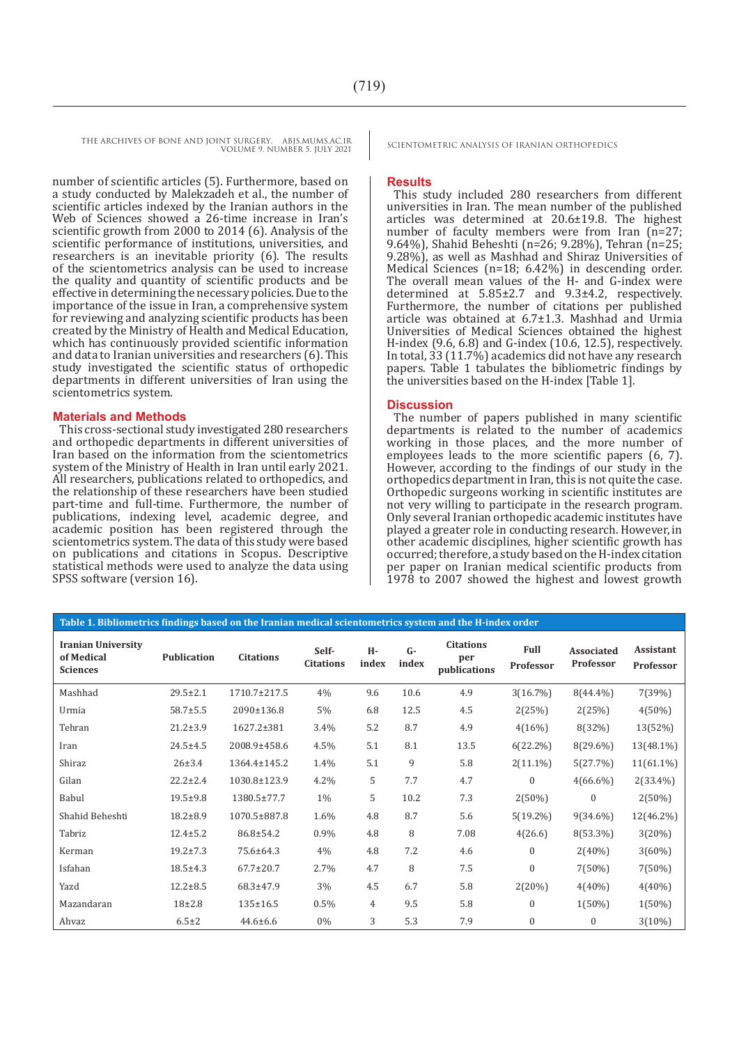number of scientific articles (5). Furthermore, based on a study conducted by Malekzadeh et al., the number of scientific articles indexed by the Iranian authors in the Web of Sciences showed a 26-time increase in Iran's scientific growth from 2000 to 2014 (6). Analysis of the scientific performance of institutions, universities, and researchers is an inevitable priority (6). The results of the scientometrics analysis can be used to increase the quality and quantity of scientific products and be effective in determining the necessary policies. Due to the importance of the issue in Iran, a comprehensive system for reviewing and analyzing scientific products has been created by the Ministry of Health and Medical Education, which has continuously provided scientific information and data to Iranian universities and researchers (6). This study investigated the scientific status of orthopedic departments in different universities of Iran using the scientometrics system.

## Materials and Methods

This cross-sectional study investigated 280 researchers and orthopedic departments in different universities of Iran based on the information from the scientometrics system of the Ministry of Health in Iran until early 2021. All researchers, publications related to orthopedics, and the relationship of these researchers have been studied part-time and full-time. Furthermore, the number of publications, indexing level, academic degree, and academic position has been registered through the scientometrics system. The data of this study were based on publications and citations in Scopus. Descriptive statistical methods were used to analyze the data using SPSS software (version 16).

## Results

This study included 280 researchers from different universities in Iran. The mean number of the published articles was determined at 20.6±19.8. The highest number of faculty members were from Iran (n=27; 9.64%), Shahid Beheshti (n=26; 9.28%), Tehran (n=25; 9.28%), as well as Mashhad and Shiraz Universities of Medical Sciences (n=18; 6.42%) in descending order. The overall mean values of the H- and G-index were determined at 5.85±2.7 and 9.3±4.2, respectively. Furthermore, the number of citations per published article was obtained at 6.7±1.3. Mashhad and Urmia Universities of Medical Sciences obtained the highest H-index (9.6, 6.8) and G-index (10.6, 12.5), respectively. In total, 33 (11.7%) academics did not have any research papers. Table 1 tabulates the bibliometric findings by the universities based on the H-index [Table 1].

## Discussion

The number of papers published in many scientific departments is related to the number of academics working in those places, and the more number of employees leads to the more scientific papers (6, 7). However, according to the findings of our study in the orthopedics department in Iran, this is not quite the case. Orthopedic surgeons working in scientific institutes are not very willing to participate in the research program. Only several Iranian orthopedic academic institutes have played a greater role in conducting research. However, in other academic disciplines, higher scientific growth has occurred; therefore, a study based on the H-index citation per paper on Iranian medical scientific products from 1978 to 2007 showed the highest and lowest growth

**Table 1. Bibliometrics findings based on the Iranian medical scientometrics system and the H-index order**

| Iranian University of Medical Sciences | Publication | Citations | Self-Citations | H-index | G-index | Citations per publications | Full Professor | Associated Professor | Assistant Professor |
|---|---|---|---|---|---|---|---|---|---|
| Mashhad | 29.5±2.1 | 1710.7±217.5 | 4% | 9.6 | 10.6 | 4.9 | 3(16.7%) | 8(44.4%) | 7(39%) |
| Urmia | 58.7±5.5 | 2090±136.8 | 5% | 6.8 | 12.5 | 4.5 | 2(25%) | 2(25%) | 4(50%) |
| Tehran | 21.2±3.9 | 1627.2±381 | 3.4% | 5.2 | 8.7 | 4.9 | 4(16%) | 8(32%) | 13(52%) |
| Iran | 24.5±4.5 | 2008.9±458.6 | 4.5% | 5.1 | 8.1 | 13.5 | 6(22.2%) | 8(29.6%) | 13(48.1%) |
| Shiraz | 26±3.4 | 1364.4±145.2 | 1.4% | 5.1 | 9 | 5.8 | 2(11.1%) | 5(27.7%) | 11(61.1%) |
| Gilan | 22.2±2.4 | 1030.8±123.9 | 4.2% | 5 | 7.7 | 4.7 | 0 | 4(66.6%) | 2(33.4%) |
| Babul | 19.5±9.8 | 1380.5±77.7 | 1% | 5 | 10.2 | 7.3 | 2(50%) | 0 | 2(50%) |
| Shahid Beheshti | 18.2±8.9 | 1070.5±887.8 | 1.6% | 4.8 | 8.7 | 5.6 | 5(19.2%) | 9(34.6%) | 12(46.2%) |
| Tabriz | 12.4±5.2 | 86.8±54.2 | 0.9% | 4.8 | 8 | 7.08 | 4(26.6) | 8(53.3%) | 3(20%) |
| Kerman | 19.2±7.3 | 75.6±64.3 | 4% | 4.8 | 7.2 | 4.6 | 0 | 2(40%) | 3(60%) |
| Isfahan | 18.5±4.3 | 67.7±20.7 | 2.7% | 4.7 | 8 | 7.5 | 0 | 7(50%) | 7(50%) |
| Yazd | 12.2±8.5 | 68.3±47.9 | 3% | 4.5 | 6.7 | 5.8 | 2(20%) | 4(40%) | 4(40%) |
| Mazandaran | 18±2.8 | 135±16.5 | 0.5% | 4 | 9.5 | 5.8 | 0 | 1(50%) | 1(50%) |
| Ahvaz | 6.5±2 | 44.6±6.6 | 0% | 3 | 5.3 | 7.9 | 0 | 0 | 3(10%) |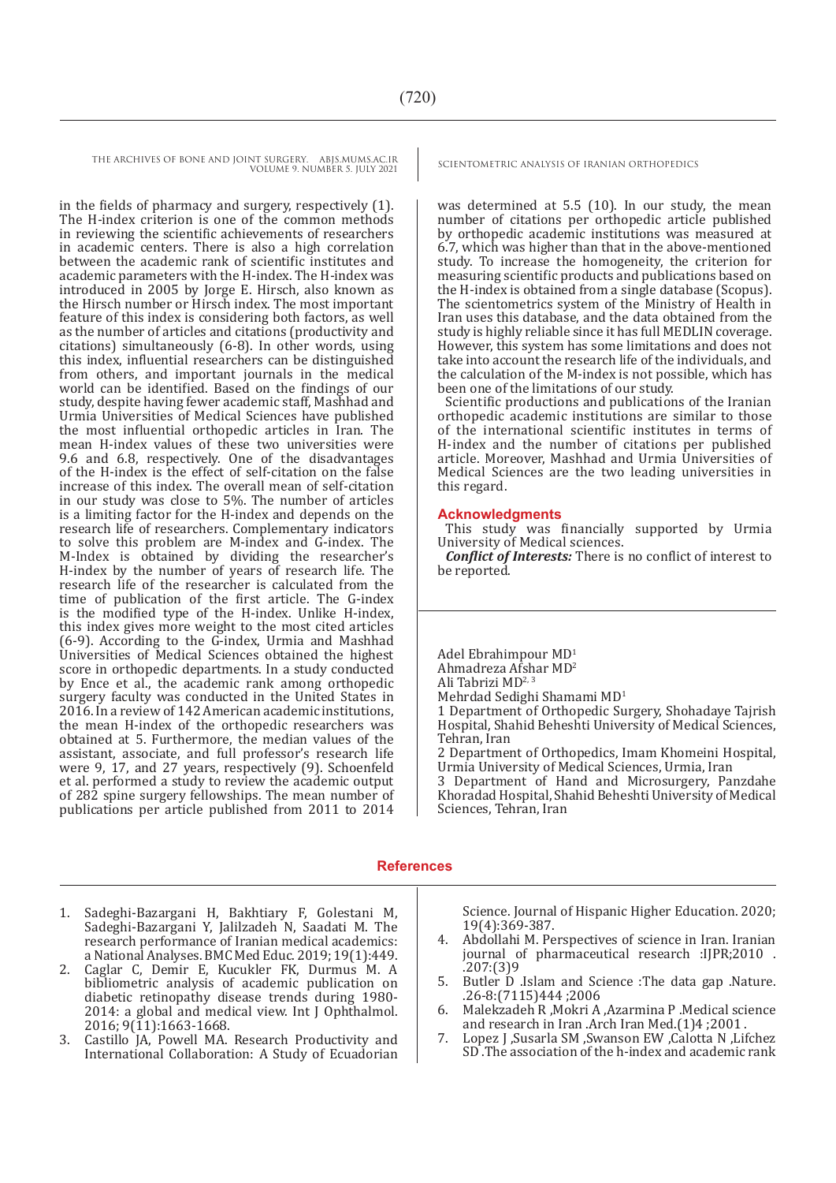in the fields of pharmacy and surgery, respectively (1). The H-index criterion is one of the common methods in reviewing the scientific achievements of researchers in academic centers. There is also a high correlation between the academic rank of scientific institutes and academic parameters with the H-index. The H-index was introduced in 2005 by Jorge E. Hirsch, also known as the Hirsch number or Hirsch index. The most important feature of this index is considering both factors, as well as the number of articles and citations (productivity and citations) simultaneously (6-8). In other words, using this index, influential researchers can be distinguished from others, and important journals in the medical world can be identified. Based on the findings of our study, despite having fewer academic staff, Mashhad and Urmia Universities of Medical Sciences have published the most influential orthopedic articles in Iran. The mean H-index values of these two universities were 9.6 and 6.8, respectively. One of the disadvantages of the H-index is the effect of self-citation on the false increase of this index. The overall mean of self-citation in our study was close to 5%. The number of articles is a limiting factor for the H-index and depends on the research life of researchers. Complementary indicators to solve this problem are M-index and G-index. The M-Index is obtained by dividing the researcher's H-index by the number of years of research life. The research life of the researcher is calculated from the time of publication of the first article. The G-index is the modified type of the H-index. Unlike H-index, this index gives more weight to the most cited articles (6-9). According to the G-index, Urmia and Mashhad Universities of Medical Sciences obtained the highest score in orthopedic departments. In a study conducted by Ence et al., the academic rank among orthopedic surgery faculty was conducted in the United States in 2016. In a review of 142 American academic institutions, the mean H-index of the orthopedic researchers was obtained at 5. Furthermore, the median values of the assistant, associate, and full professor's research life were 9, 17, and 27 years, respectively (9). Schoenfeld et al. performed a study to review the academic output of 282 spine surgery fellowships. The mean number of publications per article published from 2011 to 2014 was determined at 5.5 (10). In our study, the mean number of citations per orthopedic article published by orthopedic academic institutions was measured at 6.7, which was higher than that in the above-mentioned study. To increase the homogeneity, the criterion for measuring scientific products and publications based on the H-index is obtained from a single database (Scopus). The scientometrics system of the Ministry of Health in Iran uses this database, and the data obtained from the study is highly reliable since it has full MEDLIN coverage. However, this system has some limitations and does not take into account the research life of the individuals, and the calculation of the M-index is not possible, which has been one of the limitations of our study.

Scientific productions and publications of the Iranian orthopedic academic institutions are similar to those of the international scientific institutes in terms of H-index and the number of citations per published article. Moreover, Mashhad and Urmia Universities of Medical Sciences are the two leading universities in this regard.

## Acknowledgments

This study was financially supported by Urmia University of Medical sciences.

***Conflict of Interests:*** There is no conflict of interest to be reported.

Adel Ebrahimpour MD[1]
Ahmadreza Afshar MD[2]
Ali Tabrizi MD[2, 3]
Mehrdad Sedighi Shamami MD[1]

1 Department of Orthopedic Surgery, Shohadaye Tajrish Hospital, Shahid Beheshti University of Medical Sciences, Tehran, Iran

2 Department of Orthopedics, Imam Khomeini Hospital, Urmia University of Medical Sciences, Urmia, Iran

3 Department of Hand and Microsurgery, Panzdahe Khoradad Hospital, Shahid Beheshti University of Medical Sciences, Tehran, Iran

## References

1. Sadeghi-Bazargani H, Bakhtiary F, Golestani M, Sadeghi-Bazargani Y, Jalilzadeh N, Saadati M. The research performance of Iranian medical academics: a National Analyses. BMC Med Educ. 2019; 19(1):449.
2. Caglar C, Demir E, Kucukler FK, Durmus M. A bibliometric analysis of academic publication on diabetic retinopathy disease trends during 1980-2014: a global and medical view. Int J Ophthalmol. 2016; 9(11):1663-1668.
3. Castillo JA, Powell MA. Research Productivity and International Collaboration: A Study of Ecuadorian Science. Journal of Hispanic Higher Education. 2020; 19(4):369-387.
4. Abdollahi M. Perspectives of science in Iran. Iranian journal of pharmaceutical research :IJPR;2010 . .207:(3)9
5. Butler D .Islam and Science :The data gap .Nature. .26-8:(7115)444 ;2006
6. Malekzadeh R ,Mokri A ,Azarmina P .Medical science and research in Iran .Arch Iran Med.(1)4 ;2001 .
7. Lopez J ,Susarla SM ,Swanson EW ,Calotta N ,Lifchez SD .The association of the h-index and academic rank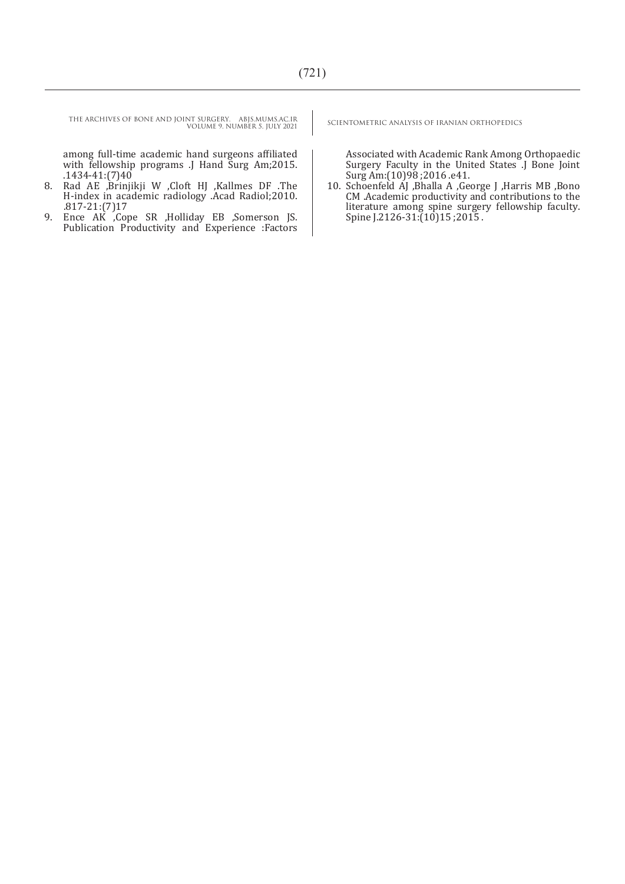among full-time academic hand surgeons affiliated with fellowship programs .J Hand Surg Am;2015. .1434-41:(7)40

8. Rad AE ,Brinjikji W ,Cloft HJ ,Kallmes DF .The H-index in academic radiology .Acad Radiol;2010. .817-21:(7)17
9. Ence AK ,Cope SR ,Holliday EB ,Somerson JS. Publication Productivity and Experience :Factors Associated with Academic Rank Among Orthopaedic Surgery Faculty in the United States .J Bone Joint Surg Am:(10)98 ;2016 .e41.
10. Schoenfeld AJ ,Bhalla A ,George J ,Harris MB ,Bono CM .Academic productivity and contributions to the literature among spine surgery fellowship faculty. Spine J.2126-31:(10)15 ;2015 .